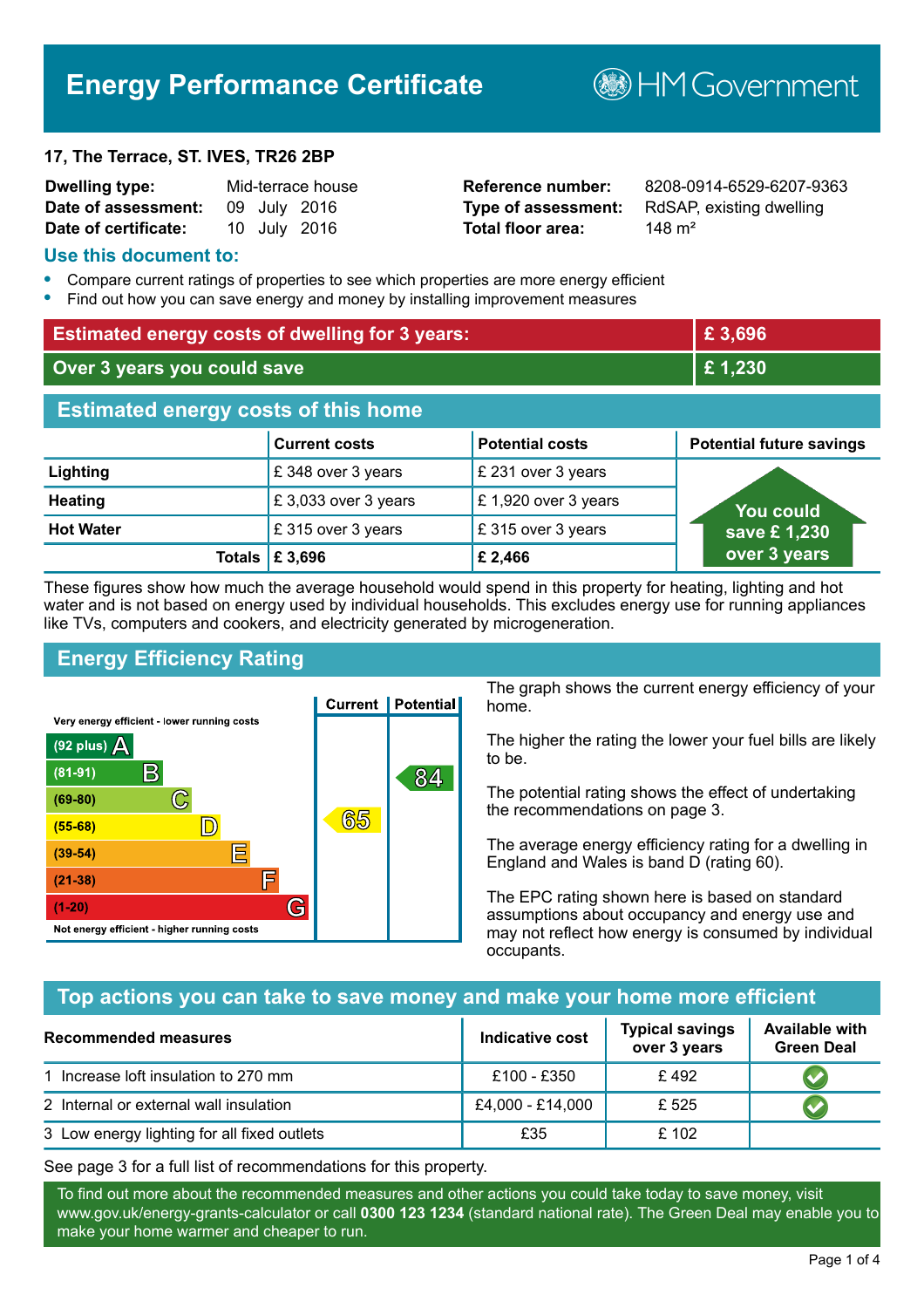# Energy Performance Certificate

HM Government

**17, The Terrace, ST. IVES, TR26 2BP**

| | | | |
|---|---|---|---|
| **Dwelling type:** | Mid-terrace house | **Reference number:** | 8208-0914-6529-6207-9363 |
| **Date of assessment:** | 09 July 2016 | **Type of assessment:** | RdSAP, existing dwelling |
| **Date of certificate:** | 10 July 2016 | **Total floor area:** | 148 m² |

## Use this document to:

- Compare current ratings of properties to see which properties are more energy efficient
- Find out how you can save energy and money by installing improvement measures

| | |
|---|---|
| **Estimated energy costs of dwelling for 3 years:** | **£ 3,696** |
| **Over 3 years you could save** | **£ 1,230** |

## Estimated energy costs of this home

| | Current costs | Potential costs | Potential future savings |
|---|---|---|---|
| **Lighting** | £ 348 over 3 years | £ 231 over 3 years | You could save £ 1,230 over 3 years |
| **Heating** | £ 3,033 over 3 years | £ 1,920 over 3 years | |
| **Hot Water** | £ 315 over 3 years | £ 315 over 3 years | |
| **Totals** | **£ 3,696** | **£ 2,466** | |

These figures show how much the average household would spend in this property for heating, lighting and hot water and is not based on energy used by individual households. This excludes energy use for running appliances like TVs, computers and cookers, and electricity generated by microgeneration.

## Energy Efficiency Rating

| Rating band | Current | Potential |
|---|---|---|
| Very energy efficient - lower running costs | | |
| (92 plus) A | | |
| (81-91) B | | 84 |
| (69-80) C | | |
| (55-68) D | 65 | |
| (39-54) E | | |
| (21-38) F | | |
| (1-20) G | | |
| Not energy efficient - higher running costs | | |

The graph shows the current energy efficiency of your home.

The higher the rating the lower your fuel bills are likely to be.

The potential rating shows the effect of undertaking the recommendations on page 3.

The average energy efficiency rating for a dwelling in England and Wales is band D (rating 60).

The EPC rating shown here is based on standard assumptions about occupancy and energy use and may not reflect how energy is consumed by individual occupants.

## Top actions you can take to save money and make your home more efficient

| Recommended measures | Indicative cost | Typical savings over 3 years | Available with Green Deal |
|---|---|---|---|
| 1 Increase loft insulation to 270 mm | £100 - £350 | £ 492 | ✔ |
| 2 Internal or external wall insulation | £4,000 - £14,000 | £ 525 | ✔ |
| 3 Low energy lighting for all fixed outlets | £35 | £ 102 | |

See page 3 for a full list of recommendations for this property.

To find out more about the recommended measures and other actions you could take today to save money, visit www.gov.uk/energy-grants-calculator or call **0300 123 1234** (standard national rate). The Green Deal may enable you to make your home warmer and cheaper to run.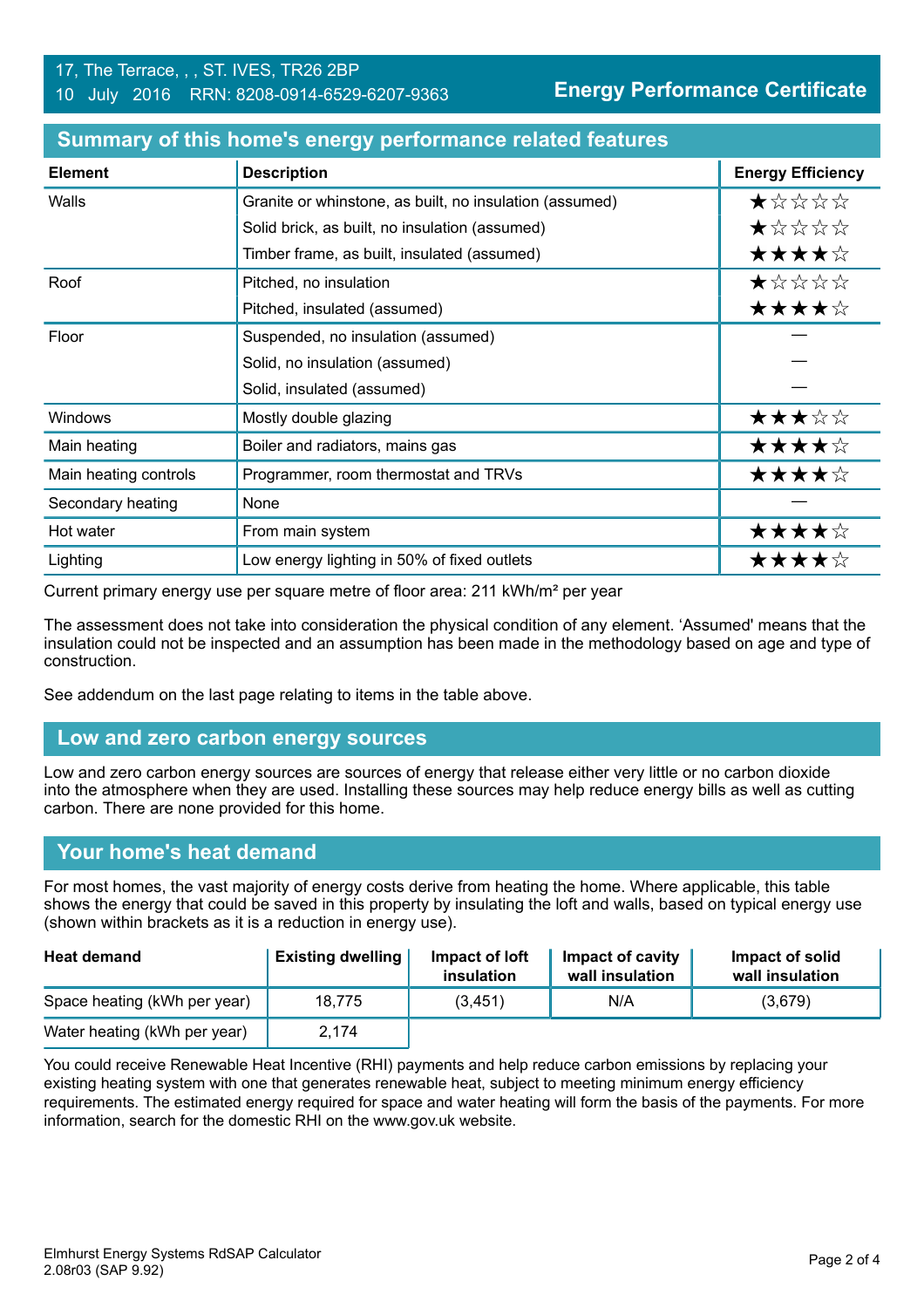17, The Terrace, , , ST. IVES, TR26 2BP
10 July 2016 RRN: 8208-0914-6529-6207-9363

**Energy Performance Certificate**

## Summary of this home's energy performance related features

| Element | Description | Energy Efficiency |
|---|---|---|
| Walls | Granite or whinstone, as built, no insulation (assumed) | ★☆☆☆☆ |
| | Solid brick, as built, no insulation (assumed) | ★☆☆☆☆ |
| | Timber frame, as built, insulated (assumed) | ★★★★☆ |
| Roof | Pitched, no insulation | ★☆☆☆☆ |
| | Pitched, insulated (assumed) | ★★★★☆ |
| Floor | Suspended, no insulation (assumed) | — |
| | Solid, no insulation (assumed) | — |
| | Solid, insulated (assumed) | — |
| Windows | Mostly double glazing | ★★★☆☆ |
| Main heating | Boiler and radiators, mains gas | ★★★★☆ |
| Main heating controls | Programmer, room thermostat and TRVs | ★★★★☆ |
| Secondary heating | None | — |
| Hot water | From main system | ★★★★☆ |
| Lighting | Low energy lighting in 50% of fixed outlets | ★★★★☆ |

Current primary energy use per square metre of floor area: 211 kWh/m² per year

The assessment does not take into consideration the physical condition of any element. 'Assumed' means that the insulation could not be inspected and an assumption has been made in the methodology based on age and type of construction.

See addendum on the last page relating to items in the table above.

## Low and zero carbon energy sources

Low and zero carbon energy sources are sources of energy that release either very little or no carbon dioxide into the atmosphere when they are used. Installing these sources may help reduce energy bills as well as cutting carbon. There are none provided for this home.

## Your home's heat demand

For most homes, the vast majority of energy costs derive from heating the home. Where applicable, this table shows the energy that could be saved in this property by insulating the loft and walls, based on typical energy use (shown within brackets as it is a reduction in energy use).

| Heat demand | Existing dwelling | Impact of loft insulation | Impact of cavity wall insulation | Impact of solid wall insulation |
|---|---|---|---|---|
| Space heating (kWh per year) | 18,775 | (3,451) | N/A | (3,679) |
| Water heating (kWh per year) | 2,174 | | | |

You could receive Renewable Heat Incentive (RHI) payments and help reduce carbon emissions by replacing your existing heating system with one that generates renewable heat, subject to meeting minimum energy efficiency requirements. The estimated energy required for space and water heating will form the basis of the payments. For more information, search for the domestic RHI on the www.gov.uk website.

Elmhurst Energy Systems RdSAP Calculator
2.08r03 (SAP 9.92)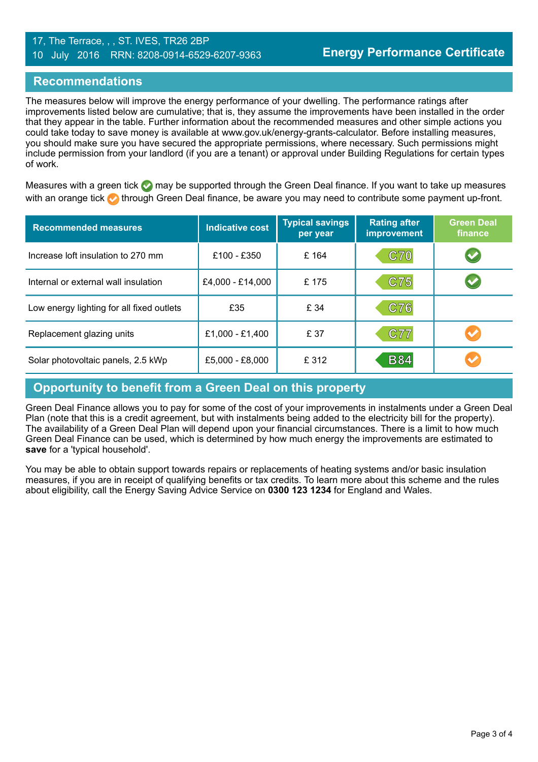17, The Terrace, , , ST. IVES, TR26 2BP
10 July 2016 RRN: 8208-0914-6529-6207-9363

**Energy Performance Certificate**

## Recommendations

The measures below will improve the energy performance of your dwelling. The performance ratings after improvements listed below are cumulative; that is, they assume the improvements have been installed in the order that they appear in the table. Further information about the recommended measures and other simple actions you could take today to save money is available at www.gov.uk/energy-grants-calculator. Before installing measures, you should make sure you have secured the appropriate permissions, where necessary. Such permissions might include permission from your landlord (if you are a tenant) or approval under Building Regulations for certain types of work.

Measures with a green tick ✓ may be supported through the Green Deal finance. If you want to take up measures with an orange tick ✓ through Green Deal finance, be aware you may need to contribute some payment up-front.

| Recommended measures | Indicative cost | Typical savings per year | Rating after improvement | Green Deal finance |
|---|---|---|---|---|
| Increase loft insulation to 270 mm | £100 - £350 | £ 164 | C70 | ✓ (green) |
| Internal or external wall insulation | £4,000 - £14,000 | £ 175 | C75 | ✓ (green) |
| Low energy lighting for all fixed outlets | £35 | £ 34 | C76 | |
| Replacement glazing units | £1,000 - £1,400 | £ 37 | C77 | ✓ (orange) |
| Solar photovoltaic panels, 2.5 kWp | £5,000 - £8,000 | £ 312 | B84 | ✓ (orange) |

## Opportunity to benefit from a Green Deal on this property

Green Deal Finance allows you to pay for some of the cost of your improvements in instalments under a Green Deal Plan (note that this is a credit agreement, but with instalments being added to the electricity bill for the property). The availability of a Green Deal Plan will depend upon your financial circumstances. There is a limit to how much Green Deal Finance can be used, which is determined by how much energy the improvements are estimated to **save** for a 'typical household'.

You may be able to obtain support towards repairs or replacements of heating systems and/or basic insulation measures, if you are in receipt of qualifying benefits or tax credits. To learn more about this scheme and the rules about eligibility, call the Energy Saving Advice Service on **0300 123 1234** for England and Wales.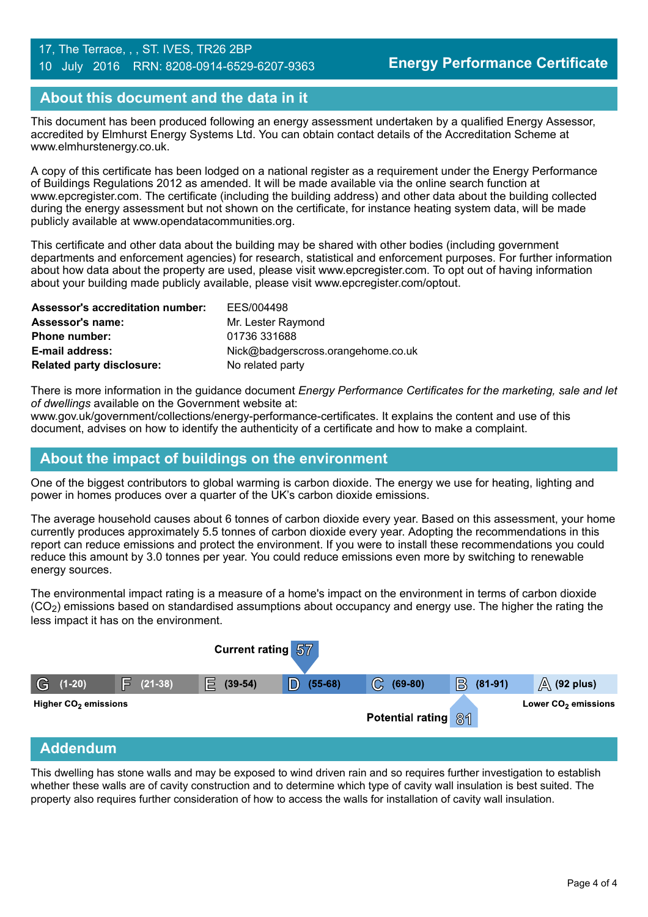17, The Terrace, , , ST. IVES, TR26 2BP
10 July 2016 RRN: 8208-0914-6529-6207-9363

**Energy Performance Certificate**

## About this document and the data in it

This document has been produced following an energy assessment undertaken by a qualified Energy Assessor, accredited by Elmhurst Energy Systems Ltd. You can obtain contact details of the Accreditation Scheme at www.elmhurstenergy.co.uk.

A copy of this certificate has been lodged on a national register as a requirement under the Energy Performance of Buildings Regulations 2012 as amended. It will be made available via the online search function at www.epcregister.com. The certificate (including the building address) and other data about the building collected during the energy assessment but not shown on the certificate, for instance heating system data, will be made publicly available at www.opendatacommunities.org.

This certificate and other data about the building may be shared with other bodies (including government departments and enforcement agencies) for research, statistical and enforcement purposes. For further information about how data about the property are used, please visit www.epcregister.com. To opt out of having information about your building made publicly available, please visit www.epcregister.com/optout.

| | |
|---|---|
| **Assessor's accreditation number:** | EES/004498 |
| **Assessor's name:** | Mr. Lester Raymond |
| **Phone number:** | 01736 331688 |
| **E-mail address:** | Nick@badgerscross.orangehome.co.uk |
| **Related party disclosure:** | No related party |

There is more information in the guidance document *Energy Performance Certificates for the marketing, sale and let of dwellings* available on the Government website at: www.gov.uk/government/collections/energy-performance-certificates. It explains the content and use of this document, advises on how to identify the authenticity of a certificate and how to make a complaint.

## About the impact of buildings on the environment

One of the biggest contributors to global warming is carbon dioxide. The energy we use for heating, lighting and power in homes produces over a quarter of the UK's carbon dioxide emissions.

The average household causes about 6 tonnes of carbon dioxide every year. Based on this assessment, your home currently produces approximately 5.5 tonnes of carbon dioxide every year. Adopting the recommendations in this report can reduce emissions and protect the environment. If you were to install these recommendations you could reduce this amount by 3.0 tonnes per year. You could reduce emissions even more by switching to renewable energy sources.

The environmental impact rating is a measure of a home's impact on the environment in terms of carbon dioxide ($CO_2$) emissions based on standardised assumptions about occupancy and energy use. The higher the rating the less impact it has on the environment.

Current rating 57

G (1-20)
F (21-38)
E (39-54)
D (55-68)
C (69-80)
B (81-91)
A (92 plus)

Higher $CO_2$ emissions
Lower $CO_2$ emissions

Potential rating 81

## Addendum

This dwelling has stone walls and may be exposed to wind driven rain and so requires further investigation to establish whether these walls are of cavity construction and to determine which type of cavity wall insulation is best suited. The property also requires further consideration of how to access the walls for installation of cavity wall insulation.